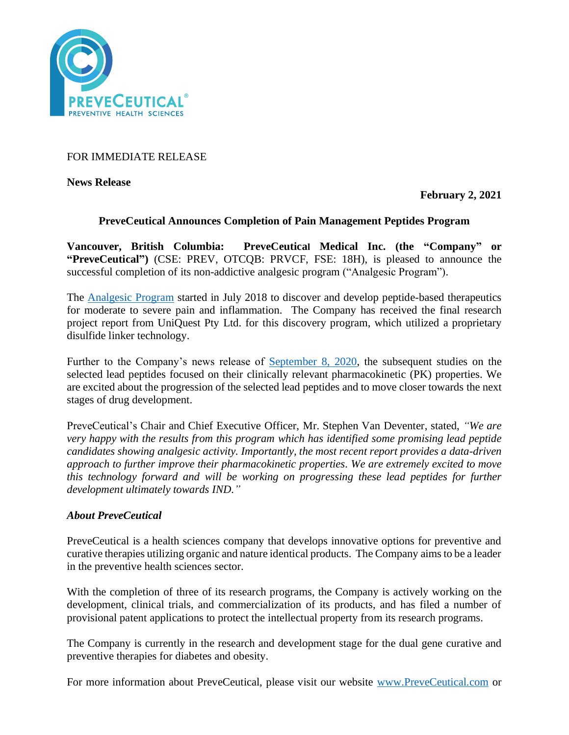FOR IMMEDIATE RELEASE

**News Release**

**February 2, 2021**

## PreveCeutical Announces Completion of Pain Management Peptides Program

**Vancouver, British Columbia: PreveCeutical Medical Inc. (the "Company" or "PreveCeutical")** (CSE: PREV, OTCQB: PRVCF, FSE: 18H), is pleased to announce the successful completion of its non-addictive analgesic program ("Analgesic Program").

The Analgesic Program started in July 2018 to discover and develop peptide-based therapeutics for moderate to severe pain and inflammation. The Company has received the final research project report from UniQuest Pty Ltd. for this discovery program, which utilized a proprietary disulfide linker technology.

Further to the Company's news release of September 8, 2020, the subsequent studies on the selected lead peptides focused on their clinically relevant pharmacokinetic (PK) properties. We are excited about the progression of the selected lead peptides and to move closer towards the next stages of drug development.

PreveCeutical's Chair and Chief Executive Officer, Mr. Stephen Van Deventer, stated, *"We are very happy with the results from this program which has identified some promising lead peptide candidates showing analgesic activity. Importantly, the most recent report provides a data-driven approach to further improve their pharmacokinetic properties. We are extremely excited to move this technology forward and will be working on progressing these lead peptides for further development ultimately towards IND."*

### *About PreveCeutical*

PreveCeutical is a health sciences company that develops innovative options for preventive and curative therapies utilizing organic and nature identical products. The Company aims to be a leader in the preventive health sciences sector.

With the completion of three of its research programs, the Company is actively working on the development, clinical trials, and commercialization of its products, and has filed a number of provisional patent applications to protect the intellectual property from its research programs.

The Company is currently in the research and development stage for the dual gene curative and preventive therapies for diabetes and obesity.

For more information about PreveCeutical, please visit our website www.PreveCeutical.com or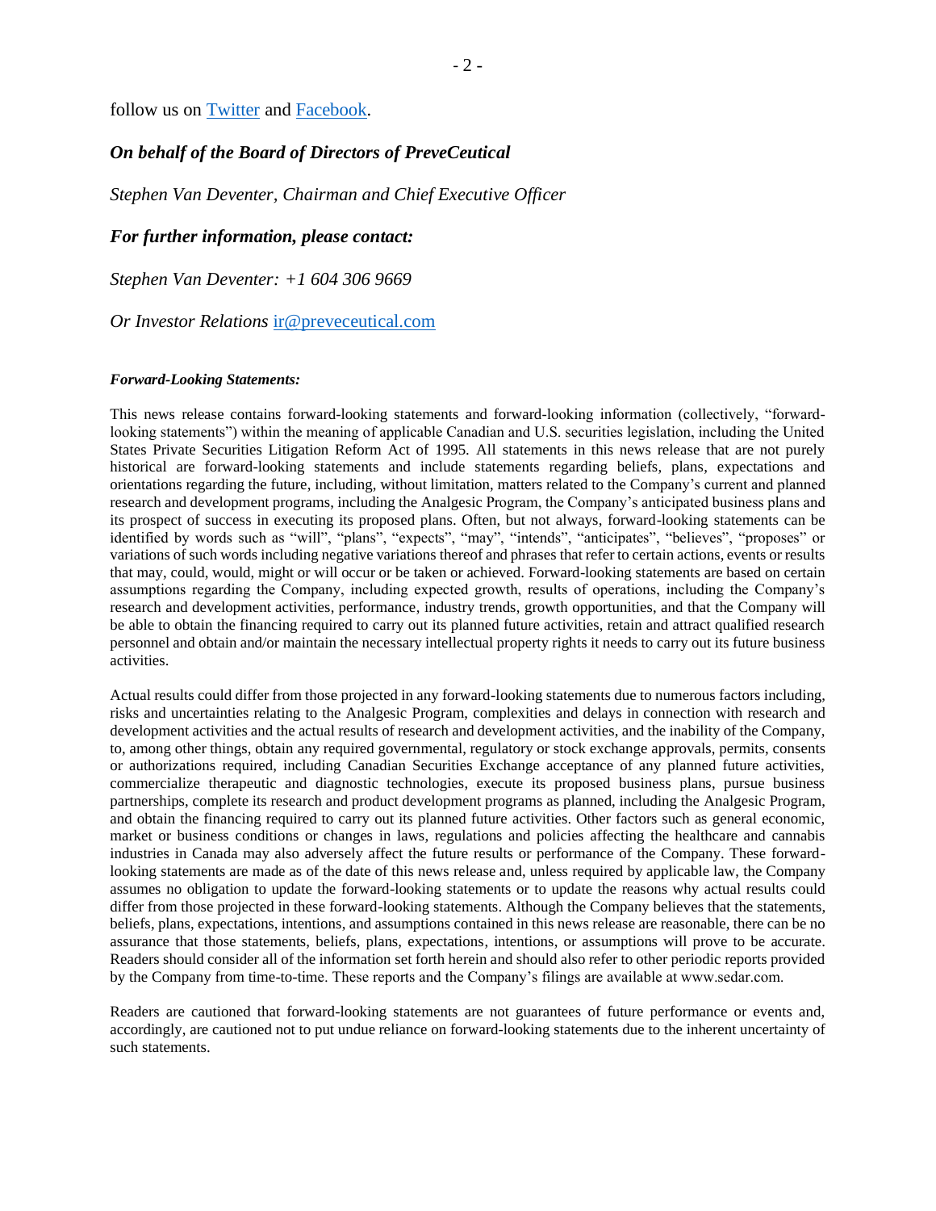follow us on Twitter and Facebook.

***On behalf of the Board of Directors of PreveCeutical***

*Stephen Van Deventer, Chairman and Chief Executive Officer*

***For further information, please contact:***

*Stephen Van Deventer: +1 604 306 9669*

*Or Investor Relations* ir@preveceutical.com

***Forward-Looking Statements:***

This news release contains forward-looking statements and forward-looking information (collectively, "forward-looking statements") within the meaning of applicable Canadian and U.S. securities legislation, including the United States Private Securities Litigation Reform Act of 1995. All statements in this news release that are not purely historical are forward-looking statements and include statements regarding beliefs, plans, expectations and orientations regarding the future, including, without limitation, matters related to the Company's current and planned research and development programs, including the Analgesic Program, the Company's anticipated business plans and its prospect of success in executing its proposed plans. Often, but not always, forward-looking statements can be identified by words such as "will", "plans", "expects", "may", "intends", "anticipates", "believes", "proposes" or variations of such words including negative variations thereof and phrases that refer to certain actions, events or results that may, could, would, might or will occur or be taken or achieved. Forward-looking statements are based on certain assumptions regarding the Company, including expected growth, results of operations, including the Company's research and development activities, performance, industry trends, growth opportunities, and that the Company will be able to obtain the financing required to carry out its planned future activities, retain and attract qualified research personnel and obtain and/or maintain the necessary intellectual property rights it needs to carry out its future business activities.

Actual results could differ from those projected in any forward-looking statements due to numerous factors including, risks and uncertainties relating to the Analgesic Program, complexities and delays in connection with research and development activities and the actual results of research and development activities, and the inability of the Company, to, among other things, obtain any required governmental, regulatory or stock exchange approvals, permits, consents or authorizations required, including Canadian Securities Exchange acceptance of any planned future activities, commercialize therapeutic and diagnostic technologies, execute its proposed business plans, pursue business partnerships, complete its research and product development programs as planned, including the Analgesic Program, and obtain the financing required to carry out its planned future activities. Other factors such as general economic, market or business conditions or changes in laws, regulations and policies affecting the healthcare and cannabis industries in Canada may also adversely affect the future results or performance of the Company. These forward-looking statements are made as of the date of this news release and, unless required by applicable law, the Company assumes no obligation to update the forward-looking statements or to update the reasons why actual results could differ from those projected in these forward-looking statements. Although the Company believes that the statements, beliefs, plans, expectations, intentions, and assumptions contained in this news release are reasonable, there can be no assurance that those statements, beliefs, plans, expectations, intentions, or assumptions will prove to be accurate. Readers should consider all of the information set forth herein and should also refer to other periodic reports provided by the Company from time-to-time. These reports and the Company's filings are available at www.sedar.com.

Readers are cautioned that forward-looking statements are not guarantees of future performance or events and, accordingly, are cautioned not to put undue reliance on forward-looking statements due to the inherent uncertainty of such statements.